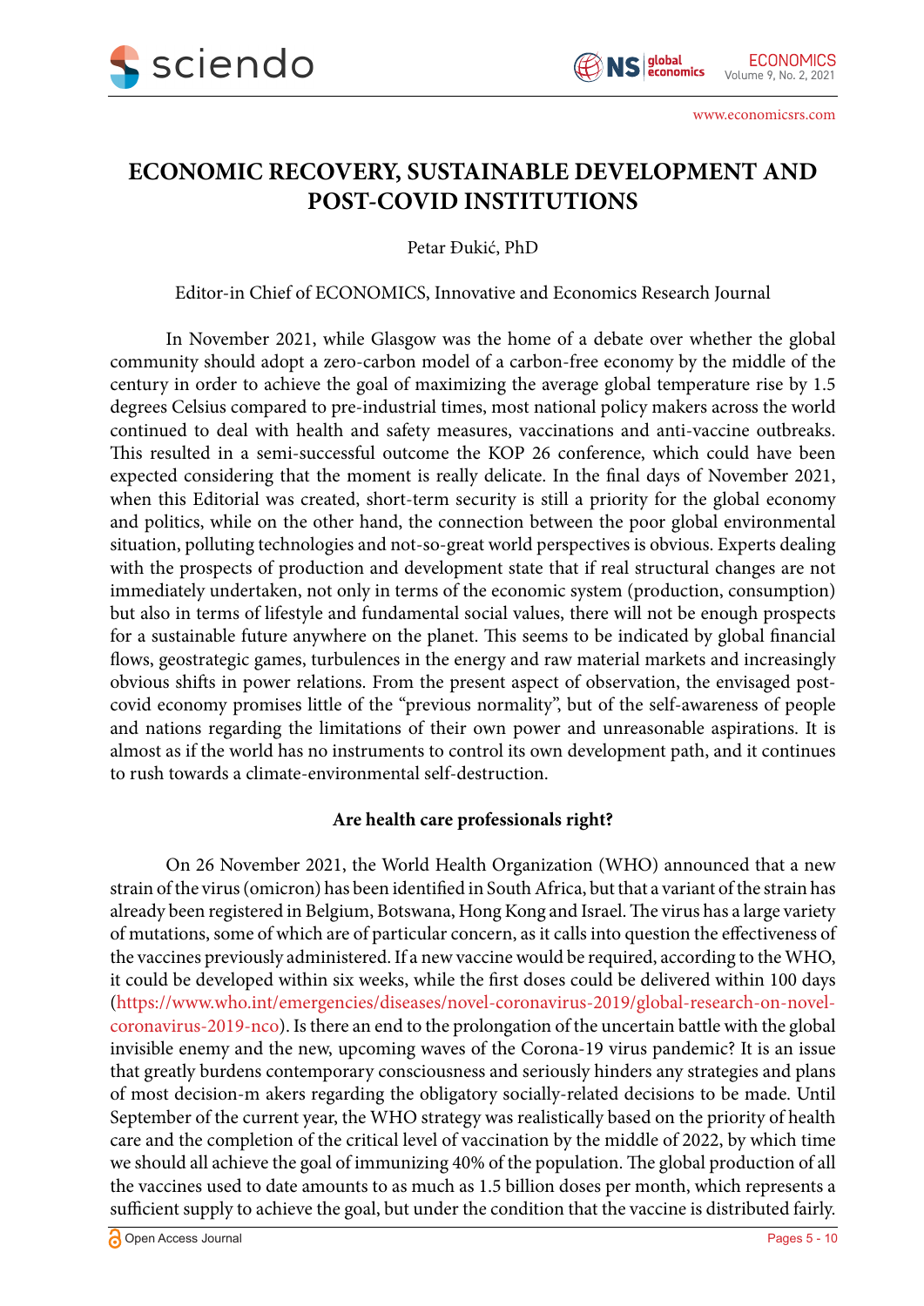# ECONOMIC RECOVERY, SUSTAINABLE DEVELOPMENT AND POST-COVID INSTITUTIONS

Petar Đukić, PhD

Editor-in Chief of ECONOMICS, Innovative and Economics Research Journal

In November 2021, while Glasgow was the home of a debate over whether the global community should adopt a zero-carbon model of a carbon-free economy by the middle of the century in order to achieve the goal of maximizing the average global temperature rise by 1.5 degrees Celsius compared to pre-industrial times, most national policy makers across the world continued to deal with health and safety measures, vaccinations and anti-vaccine outbreaks. This resulted in a semi-successful outcome the KOP 26 conference, which could have been expected considering that the moment is really delicate. In the final days of November 2021, when this Editorial was created, short-term security is still a priority for the global economy and politics, while on the other hand, the connection between the poor global environmental situation, polluting technologies and not-so-great world perspectives is obvious. Experts dealing with the prospects of production and development state that if real structural changes are not immediately undertaken, not only in terms of the economic system (production, consumption) but also in terms of lifestyle and fundamental social values, there will not be enough prospects for a sustainable future anywhere on the planet. This seems to be indicated by global financial flows, geostrategic games, turbulences in the energy and raw material markets and increasingly obvious shifts in power relations. From the present aspect of observation, the envisaged post-covid economy promises little of the "previous normality", but of the self-awareness of people and nations regarding the limitations of their own power and unreasonable aspirations. It is almost as if the world has no instruments to control its own development path, and it continues to rush towards a climate-environmental self-destruction.

### Are health care professionals right?

On 26 November 2021, the World Health Organization (WHO) announced that a new strain of the virus (omicron) has been identified in South Africa, but that a variant of the strain has already been registered in Belgium, Botswana, Hong Kong and Israel. The virus has a large variety of mutations, some of which are of particular concern, as it calls into question the effectiveness of the vaccines previously administered. If a new vaccine would be required, according to the WHO, it could be developed within six weeks, while the first doses could be delivered within 100 days (https://www.who.int/emergencies/diseases/novel-coronavirus-2019/global-research-on-novel-coronavirus-2019-nco). Is there an end to the prolongation of the uncertain battle with the global invisible enemy and the new, upcoming waves of the Corona-19 virus pandemic? It is an issue that greatly burdens contemporary consciousness and seriously hinders any strategies and plans of most decision-m akers regarding the obligatory socially-related decisions to be made. Until September of the current year, the WHO strategy was realistically based on the priority of health care and the completion of the critical level of vaccination by the middle of 2022, by which time we should all achieve the goal of immunizing 40% of the population. The global production of all the vaccines used to date amounts to as much as 1.5 billion doses per month, which represents a sufficient supply to achieve the goal, but under the condition that the vaccine is distributed fairly.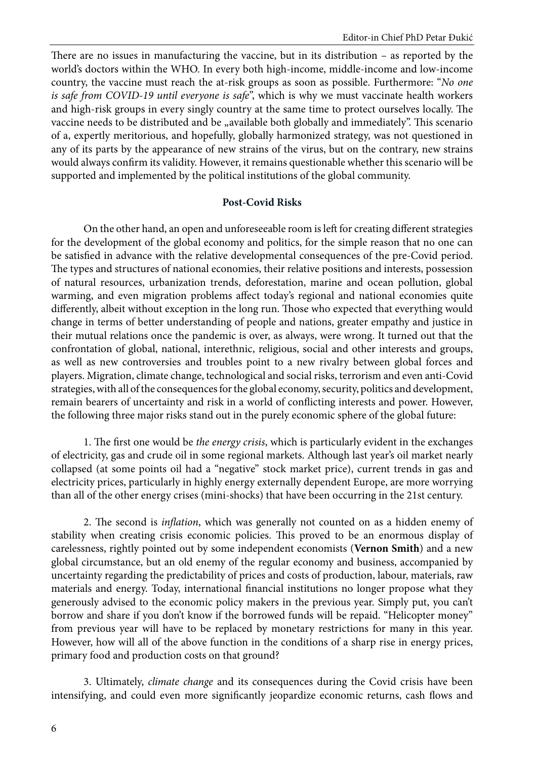There are no issues in manufacturing the vaccine, but in its distribution – as reported by the world's doctors within the WHO. In every both high-income, middle-income and low-income country, the vaccine must reach the at-risk groups as soon as possible. Furthermore: "*No one is safe from COVID-19 until everyone is safe*", which is why we must vaccinate health workers and high-risk groups in every singly country at the same time to protect ourselves locally. The vaccine needs to be distributed and be „available both globally and immediately". This scenario of a, expertly meritorious, and hopefully, globally harmonized strategy, was not questioned in any of its parts by the appearance of new strains of the virus, but on the contrary, new strains would always confirm its validity. However, it remains questionable whether this scenario will be supported and implemented by the political institutions of the global community.

## Post-Covid Risks

On the other hand, an open and unforeseeable room is left for creating different strategies for the development of the global economy and politics, for the simple reason that no one can be satisfied in advance with the relative developmental consequences of the pre-Covid period. The types and structures of national economies, their relative positions and interests, possession of natural resources, urbanization trends, deforestation, marine and ocean pollution, global warming, and even migration problems affect today's regional and national economies quite differently, albeit without exception in the long run. Those who expected that everything would change in terms of better understanding of people and nations, greater empathy and justice in their mutual relations once the pandemic is over, as always, were wrong. It turned out that the confrontation of global, national, interethnic, religious, social and other interests and groups, as well as new controversies and troubles point to a new rivalry between global forces and players. Migration, climate change, technological and social risks, terrorism and even anti-Covid strategies, with all of the consequences for the global economy, security, politics and development, remain bearers of uncertainty and risk in a world of conflicting interests and power. However, the following three major risks stand out in the purely economic sphere of the global future:

1. The first one would be *the energy crisis*, which is particularly evident in the exchanges of electricity, gas and crude oil in some regional markets. Although last year's oil market nearly collapsed (at some points oil had a "negative" stock market price), current trends in gas and electricity prices, particularly in highly energy externally dependent Europe, are more worrying than all of the other energy crises (mini-shocks) that have been occurring in the 21st century.

2. The second is *inflation*, which was generally not counted on as a hidden enemy of stability when creating crisis economic policies. This proved to be an enormous display of carelessness, rightly pointed out by some independent economists (**Vernon Smith**) and a new global circumstance, but an old enemy of the regular economy and business, accompanied by uncertainty regarding the predictability of prices and costs of production, labour, materials, raw materials and energy. Today, international financial institutions no longer propose what they generously advised to the economic policy makers in the previous year. Simply put, you can't borrow and share if you don't know if the borrowed funds will be repaid. "Helicopter money" from previous year will have to be replaced by monetary restrictions for many in this year. However, how will all of the above function in the conditions of a sharp rise in energy prices, primary food and production costs on that ground?

3. Ultimately, *climate change* and its consequences during the Covid crisis have been intensifying, and could even more significantly jeopardize economic returns, cash flows and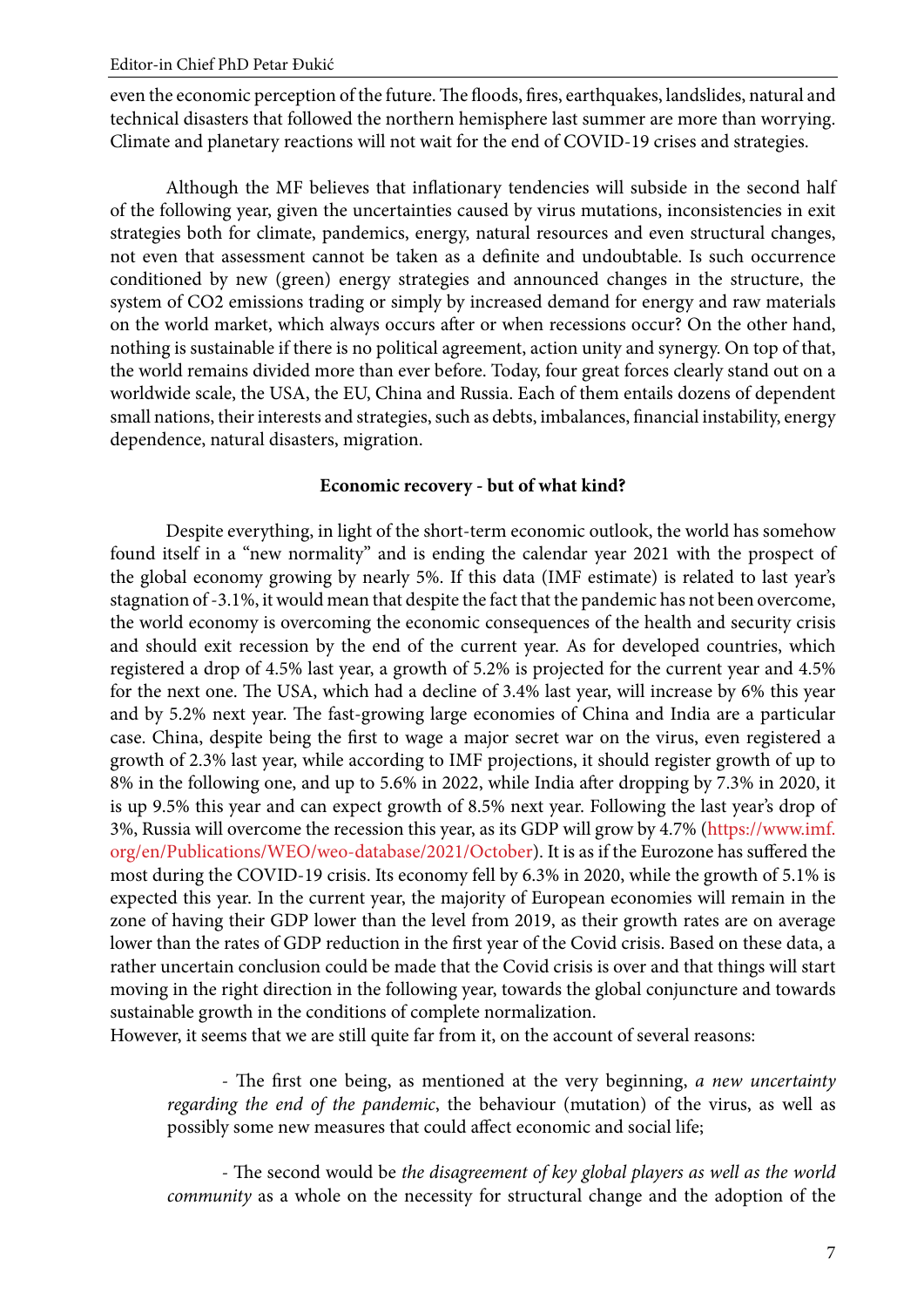even the economic perception of the future. The floods, fires, earthquakes, landslides, natural and technical disasters that followed the northern hemisphere last summer are more than worrying. Climate and planetary reactions will not wait for the end of COVID-19 crises and strategies.

Although the MF believes that inflationary tendencies will subside in the second half of the following year, given the uncertainties caused by virus mutations, inconsistencies in exit strategies both for climate, pandemics, energy, natural resources and even structural changes, not even that assessment cannot be taken as a definite and undoubtable. Is such occurrence conditioned by new (green) energy strategies and announced changes in the structure, the system of $CO_2$ emissions trading or simply by increased demand for energy and raw materials on the world market, which always occurs after or when recessions occur? On the other hand, nothing is sustainable if there is no political agreement, action unity and synergy. On top of that, the world remains divided more than ever before. Today, four great forces clearly stand out on a worldwide scale, the USA, the EU, China and Russia. Each of them entails dozens of dependent small nations, their interests and strategies, such as debts, imbalances, financial instability, energy dependence, natural disasters, migration.

**Economic recovery - but of what kind?**

Despite everything, in light of the short-term economic outlook, the world has somehow found itself in a "new normality" and is ending the calendar year 2021 with the prospect of the global economy growing by nearly 5%. If this data (IMF estimate) is related to last year's stagnation of -3.1%, it would mean that despite the fact that the pandemic has not been overcome, the world economy is overcoming the economic consequences of the health and security crisis and should exit recession by the end of the current year. As for developed countries, which registered a drop of 4.5% last year, a growth of 5.2% is projected for the current year and 4.5% for the next one. The USA, which had a decline of 3.4% last year, will increase by 6% this year and by 5.2% next year. The fast-growing large economies of China and India are a particular case. China, despite being the first to wage a major secret war on the virus, even registered a growth of 2.3% last year, while according to IMF projections, it should register growth of up to 8% in the following one, and up to 5.6% in 2022, while India after dropping by 7.3% in 2020, it is up 9.5% this year and can expect growth of 8.5% next year. Following the last year's drop of 3%, Russia will overcome the recession this year, as its GDP will grow by 4.7% (https://www.imf.org/en/Publications/WEO/weo-database/2021/October). It is as if the Eurozone has suffered the most during the COVID-19 crisis. Its economy fell by 6.3% in 2020, while the growth of 5.1% is expected this year. In the current year, the majority of European economies will remain in the zone of having their GDP lower than the level from 2019, as their growth rates are on average lower than the rates of GDP reduction in the first year of the Covid crisis. Based on these data, a rather uncertain conclusion could be made that the Covid crisis is over and that things will start moving in the right direction in the following year, towards the global conjuncture and towards sustainable growth in the conditions of complete normalization.

However, it seems that we are still quite far from it, on the account of several reasons:

- The first one being, as mentioned at the very beginning, *a new uncertainty regarding the end of the pandemic*, the behaviour (mutation) of the virus, as well as possibly some new measures that could affect economic and social life;

- The second would be *the disagreement of key global players as well as the world community* as a whole on the necessity for structural change and the adoption of the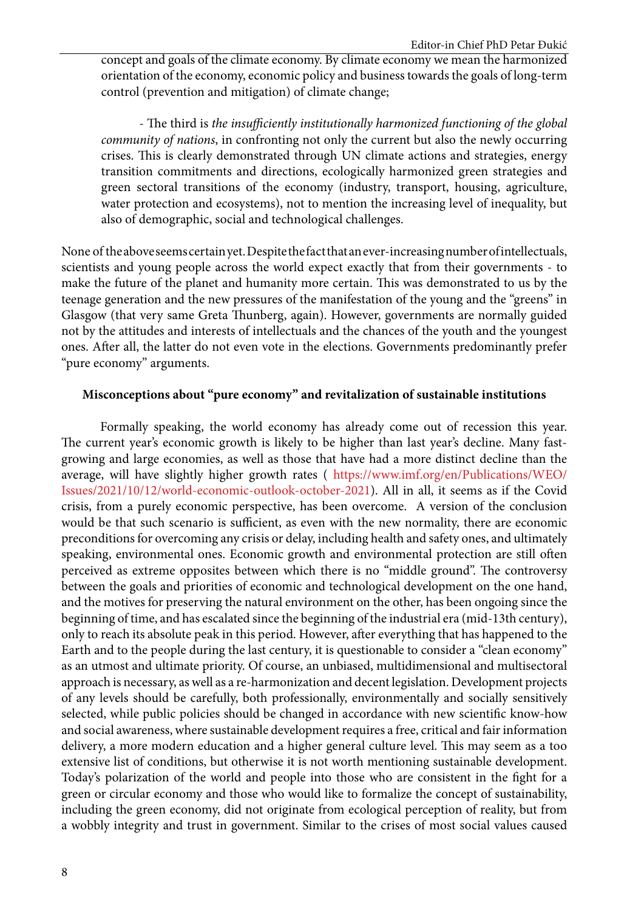concept and goals of the climate economy. By climate economy we mean the harmonized orientation of the economy, economic policy and business towards the goals of long-term control (prevention and mitigation) of climate change;

- The third is *the insufficiently institutionally harmonized functioning of the global community of nations*, in confronting not only the current but also the newly occurring crises. This is clearly demonstrated through UN climate actions and strategies, energy transition commitments and directions, ecologically harmonized green strategies and green sectoral transitions of the economy (industry, transport, housing, agriculture, water protection and ecosystems), not to mention the increasing level of inequality, but also of demographic, social and technological challenges.

None of the above seems certain yet. Despite the fact that an ever-increasing number of intellectuals, scientists and young people across the world expect exactly that from their governments - to make the future of the planet and humanity more certain. This was demonstrated to us by the teenage generation and the new pressures of the manifestation of the young and the "greens" in Glasgow (that very same Greta Thunberg, again). However, governments are normally guided not by the attitudes and interests of intellectuals and the chances of the youth and the youngest ones. After all, the latter do not even vote in the elections. Governments predominantly prefer "pure economy" arguments.

**Misconceptions about "pure economy" and revitalization of sustainable institutions**

Formally speaking, the world economy has already come out of recession this year. The current year's economic growth is likely to be higher than last year's decline. Many fast-growing and large economies, as well as those that have had a more distinct decline than the average, will have slightly higher growth rates ( https://www.imf.org/en/Publications/WEO/Issues/2021/10/12/world-economic-outlook-october-2021). All in all, it seems as if the Covid crisis, from a purely economic perspective, has been overcome. A version of the conclusion would be that such scenario is sufficient, as even with the new normality, there are economic preconditions for overcoming any crisis or delay, including health and safety ones, and ultimately speaking, environmental ones. Economic growth and environmental protection are still often perceived as extreme opposites between which there is no "middle ground". The controversy between the goals and priorities of economic and technological development on the one hand, and the motives for preserving the natural environment on the other, has been ongoing since the beginning of time, and has escalated since the beginning of the industrial era (mid-13th century), only to reach its absolute peak in this period. However, after everything that has happened to the Earth and to the people during the last century, it is questionable to consider a "clean economy" as an utmost and ultimate priority. Of course, an unbiased, multidimensional and multisectoral approach is necessary, as well as a re-harmonization and decent legislation. Development projects of any levels should be carefully, both professionally, environmentally and socially sensitively selected, while public policies should be changed in accordance with new scientific know-how and social awareness, where sustainable development requires a free, critical and fair information delivery, a more modern education and a higher general culture level. This may seem as a too extensive list of conditions, but otherwise it is not worth mentioning sustainable development. Today's polarization of the world and people into those who are consistent in the fight for a green or circular economy and those who would like to formalize the concept of sustainability, including the green economy, did not originate from ecological perception of reality, but from a wobbly integrity and trust in government. Similar to the crises of most social values caused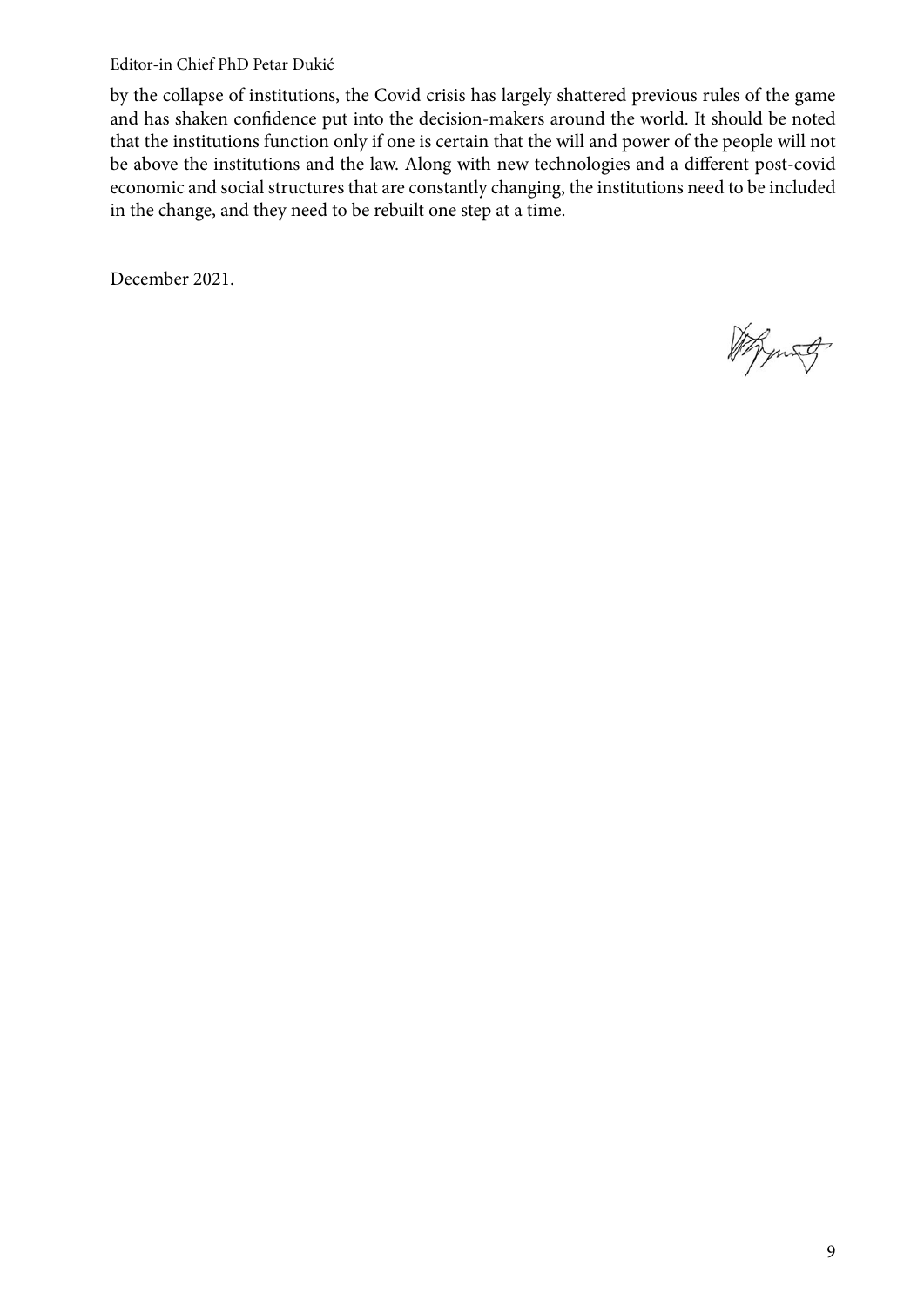by the collapse of institutions, the Covid crisis has largely shattered previous rules of the game and has shaken confidence put into the decision-makers around the world. It should be noted that the institutions function only if one is certain that the will and power of the people will not be above the institutions and the law. Along with new technologies and a different post-covid economic and social structures that are constantly changing, the institutions need to be included in the change, and they need to be rebuilt one step at a time.

December 2021.